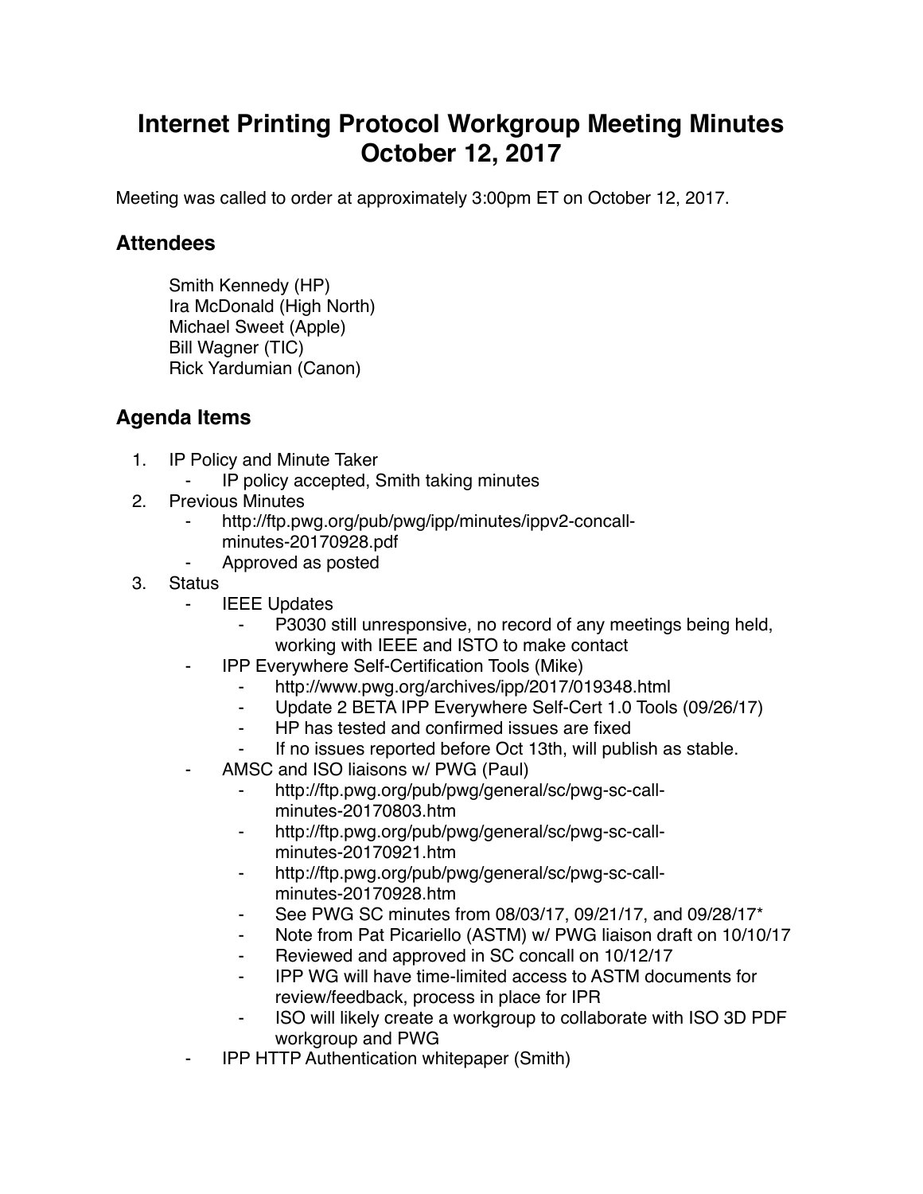# Internet Printing Protocol Workgroup Meeting Minutes October 12, 2017

Meeting was called to order at approximately 3:00pm ET on October 12, 2017.

## Attendees

Smith Kennedy (HP)
Ira McDonald (High North)
Michael Sweet (Apple)
Bill Wagner (TIC)
Rick Yardumian (Canon)

## Agenda Items

1. IP Policy and Minute Taker
    - IP policy accepted, Smith taking minutes
2. Previous Minutes
    - http://ftp.pwg.org/pub/pwg/ipp/minutes/ippv2-concall-minutes-20170928.pdf
    - Approved as posted
3. Status
    - IEEE Updates
        - P3030 still unresponsive, no record of any meetings being held, working with IEEE and ISTO to make contact
    - IPP Everywhere Self-Certification Tools (Mike)
        - http://www.pwg.org/archives/ipp/2017/019348.html
        - Update 2 BETA IPP Everywhere Self-Cert 1.0 Tools (09/26/17)
        - HP has tested and confirmed issues are fixed
        - If no issues reported before Oct 13th, will publish as stable.
    - AMSC and ISO liaisons w/ PWG (Paul)
        - http://ftp.pwg.org/pub/pwg/general/sc/pwg-sc-call-minutes-20170803.htm
        - http://ftp.pwg.org/pub/pwg/general/sc/pwg-sc-call-minutes-20170921.htm
        - http://ftp.pwg.org/pub/pwg/general/sc/pwg-sc-call-minutes-20170928.htm
        - See PWG SC minutes from 08/03/17, 09/21/17, and 09/28/17*
        - Note from Pat Picariello (ASTM) w/ PWG liaison draft on 10/10/17
        - Reviewed and approved in SC concall on 10/12/17
        - IPP WG will have time-limited access to ASTM documents for review/feedback, process in place for IPR
        - ISO will likely create a workgroup to collaborate with ISO 3D PDF workgroup and PWG
    - IPP HTTP Authentication whitepaper (Smith)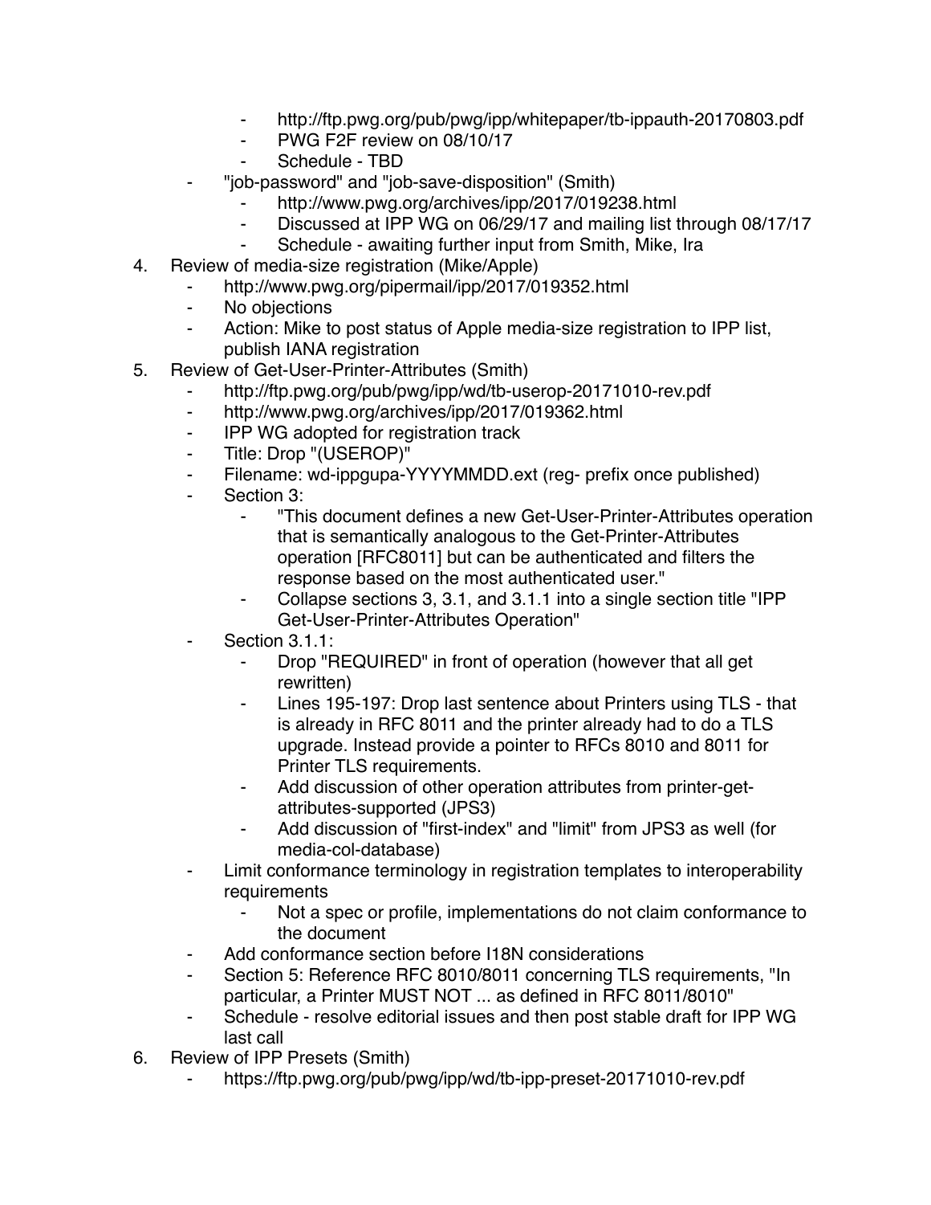- http://ftp.pwg.org/pub/pwg/ipp/whitepaper/tb-ippauth-20170803.pdf
        - PWG F2F review on 08/10/17
        - Schedule - TBD
    - "job-password" and "job-save-disposition" (Smith)
        - http://www.pwg.org/archives/ipp/2017/019238.html
        - Discussed at IPP WG on 06/29/17 and mailing list through 08/17/17
        - Schedule - awaiting further input from Smith, Mike, Ira

4. Review of media-size registration (Mike/Apple)
    - http://www.pwg.org/pipermail/ipp/2017/019352.html
    - No objections
    - Action: Mike to post status of Apple media-size registration to IPP list, publish IANA registration
5. Review of Get-User-Printer-Attributes (Smith)
    - http://ftp.pwg.org/pub/pwg/ipp/wd/tb-userop-20171010-rev.pdf
    - http://www.pwg.org/archives/ipp/2017/019362.html
    - IPP WG adopted for registration track
    - Title: Drop "(USEROP)"
    - Filename: wd-ippgupa-YYYYMMDD.ext (reg- prefix once published)
    - Section 3:
        - "This document defines a new Get-User-Printer-Attributes operation that is semantically analogous to the Get-Printer-Attributes operation [RFC8011] but can be authenticated and filters the response based on the most authenticated user."
        - Collapse sections 3, 3.1, and 3.1.1 into a single section title "IPP Get-User-Printer-Attributes Operation"
    - Section 3.1.1:
        - Drop "REQUIRED" in front of operation (however that all get rewritten)
        - Lines 195-197: Drop last sentence about Printers using TLS - that is already in RFC 8011 and the printer already had to do a TLS upgrade. Instead provide a pointer to RFCs 8010 and 8011 for Printer TLS requirements.
        - Add discussion of other operation attributes from printer-get-attributes-supported (JPS3)
        - Add discussion of "first-index" and "limit" from JPS3 as well (for media-col-database)
    - Limit conformance terminology in registration templates to interoperability requirements
        - Not a spec or profile, implementations do not claim conformance to the document
    - Add conformance section before I18N considerations
    - Section 5: Reference RFC 8010/8011 concerning TLS requirements, "In particular, a Printer MUST NOT ... as defined in RFC 8011/8010"
    - Schedule - resolve editorial issues and then post stable draft for IPP WG last call
6. Review of IPP Presets (Smith)
    - https://ftp.pwg.org/pub/pwg/ipp/wd/tb-ipp-preset-20171010-rev.pdf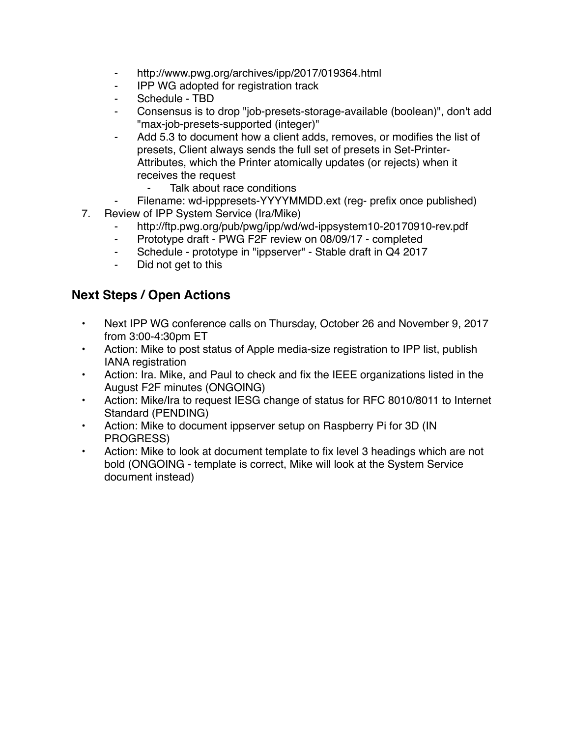- http://www.pwg.org/archives/ipp/2017/019364.html
  - IPP WG adopted for registration track
  - Schedule - TBD
  - Consensus is to drop "job-presets-storage-available (boolean)", don't add "max-job-presets-supported (integer)"
  - Add 5.3 to document how a client adds, removes, or modifies the list of presets, Client always sends the full set of presets in Set-Printer-Attributes, which the Printer atomically updates (or rejects) when it receives the request
    - Talk about race conditions
  - Filename: wd-ipppresets-YYYYMMDD.ext (reg- prefix once published)

7. Review of IPP System Service (Ira/Mike)
   - http://ftp.pwg.org/pub/pwg/ipp/wd/wd-ippsystem10-20170910-rev.pdf
   - Prototype draft - PWG F2F review on 08/09/17 - completed
   - Schedule - prototype in "ippserver" - Stable draft in Q4 2017
   - Did not get to this

## Next Steps / Open Actions

- Next IPP WG conference calls on Thursday, October 26 and November 9, 2017 from 3:00-4:30pm ET
- Action: Mike to post status of Apple media-size registration to IPP list, publish IANA registration
- Action: Ira. Mike, and Paul to check and fix the IEEE organizations listed in the August F2F minutes (ONGOING)
- Action: Mike/Ira to request IESG change of status for RFC 8010/8011 to Internet Standard (PENDING)
- Action: Mike to document ippserver setup on Raspberry Pi for 3D (IN PROGRESS)
- Action: Mike to look at document template to fix level 3 headings which are not bold (ONGOING - template is correct, Mike will look at the System Service document instead)